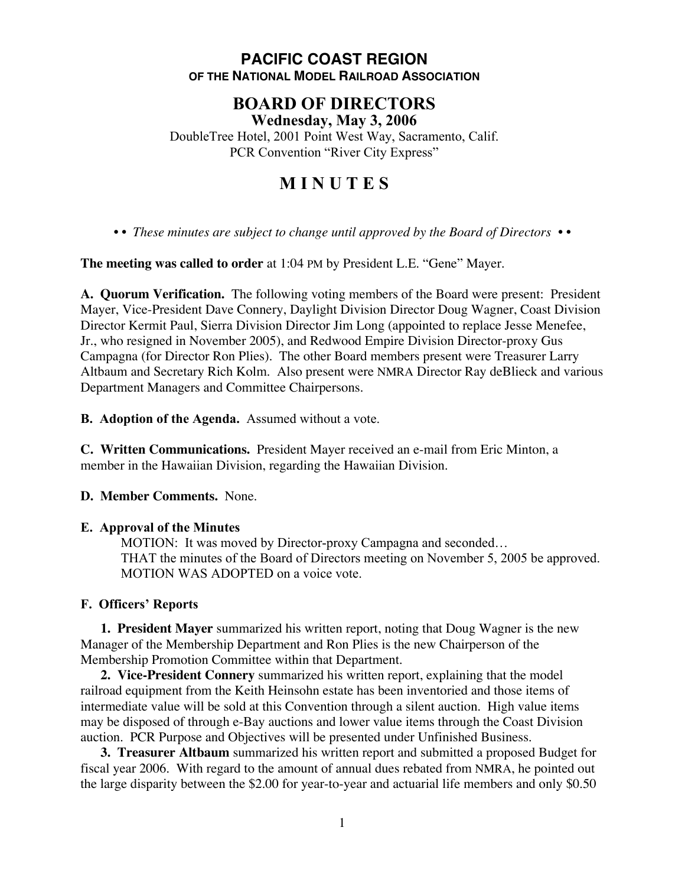# PACIFIC COAST REGION

**OF THE NATIONAL MODEL RAILROAD ASSOCIATION**

## BOARD OF DIRECTORS

**Wednesday, May 3, 2006**

DoubleTree Hotel, 2001 Point West Way, Sacramento, Calif.
PCR Convention "River City Express"

# M I N U T E S

• • *These minutes are subject to change until approved by the Board of Directors* • •

**The meeting was called to order** at 1:04 PM by President L.E. "Gene" Mayer.

**A. Quorum Verification.** The following voting members of the Board were present: President Mayer, Vice-President Dave Connery, Daylight Division Director Doug Wagner, Coast Division Director Kermit Paul, Sierra Division Director Jim Long (appointed to replace Jesse Menefee, Jr., who resigned in November 2005), and Redwood Empire Division Director-proxy Gus Campagna (for Director Ron Plies). The other Board members present were Treasurer Larry Altbaum and Secretary Rich Kolm. Also present were NMRA Director Ray deBlieck and various Department Managers and Committee Chairpersons.

**B. Adoption of the Agenda.** Assumed without a vote.

**C. Written Communications.** President Mayer received an e-mail from Eric Minton, a member in the Hawaiian Division, regarding the Hawaiian Division.

**D. Member Comments.** None.

**E. Approval of the Minutes**

MOTION: It was moved by Director-proxy Campagna and seconded…
THAT the minutes of the Board of Directors meeting on November 5, 2005 be approved.
MOTION WAS ADOPTED on a voice vote.

**F. Officers' Reports**

**1. President Mayer** summarized his written report, noting that Doug Wagner is the new Manager of the Membership Department and Ron Plies is the new Chairperson of the Membership Promotion Committee within that Department.

**2. Vice-President Connery** summarized his written report, explaining that the model railroad equipment from the Keith Heinsohn estate has been inventoried and those items of intermediate value will be sold at this Convention through a silent auction. High value items may be disposed of through e-Bay auctions and lower value items through the Coast Division auction. PCR Purpose and Objectives will be presented under Unfinished Business.

**3. Treasurer Altbaum** summarized his written report and submitted a proposed Budget for fiscal year 2006. With regard to the amount of annual dues rebated from NMRA, he pointed out the large disparity between the $2.00 for year-to-year and actuarial life members and only $0.50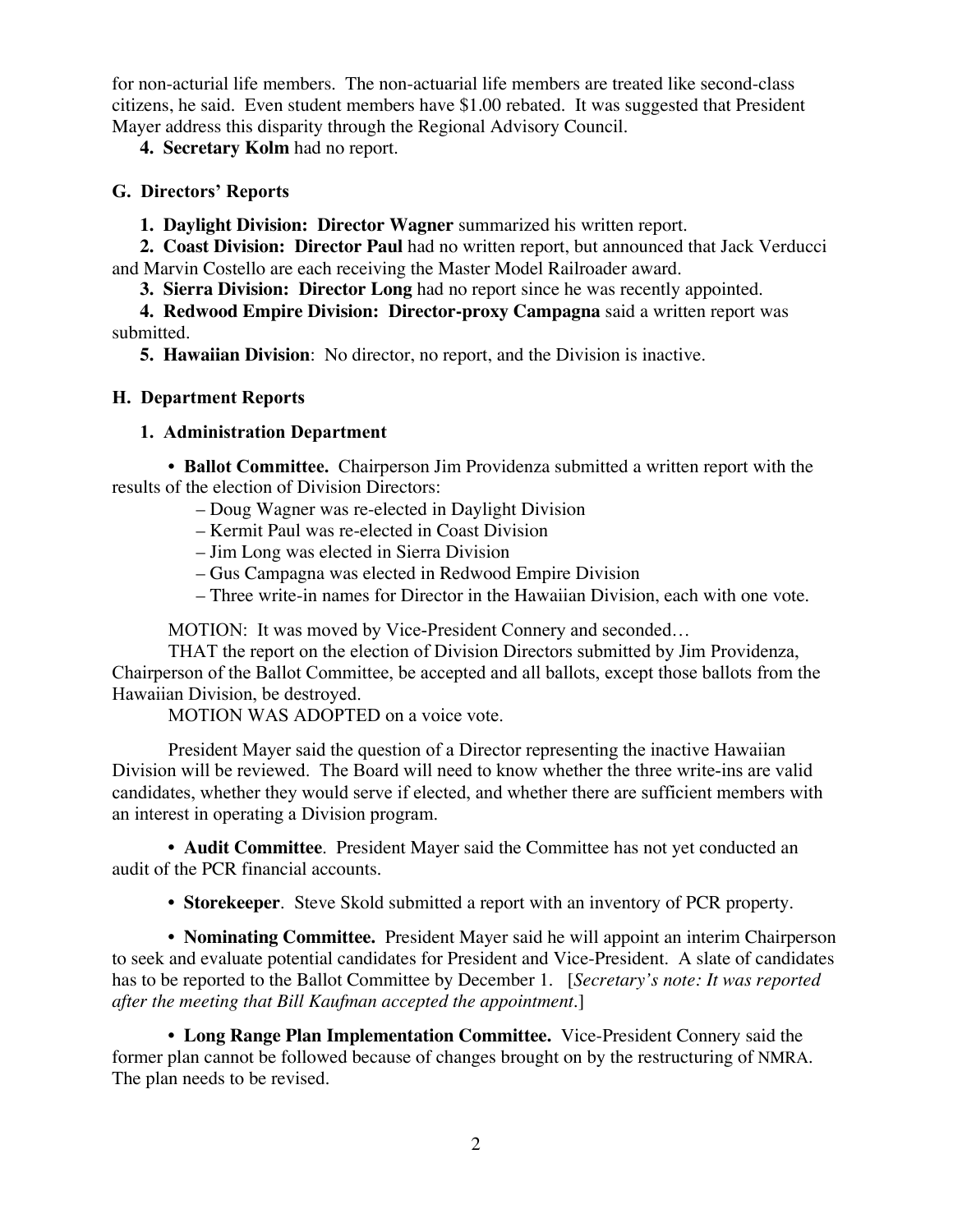for non-acturial life members. The non-actuarial life members are treated like second-class citizens, he said. Even student members have $1.00 rebated. It was suggested that President Mayer address this disparity through the Regional Advisory Council.

**4. Secretary Kolm** had no report.

### G. Directors' Reports

**1. Daylight Division: Director Wagner** summarized his written report.

**2. Coast Division: Director Paul** had no written report, but announced that Jack Verducci and Marvin Costello are each receiving the Master Model Railroader award.

**3. Sierra Division: Director Long** had no report since he was recently appointed.

**4. Redwood Empire Division: Director-proxy Campagna** said a written report was submitted.

**5. Hawaiian Division**: No director, no report, and the Division is inactive.

### H. Department Reports

#### 1. Administration Department

• **Ballot Committee.** Chairperson Jim Providenza submitted a written report with the results of the election of Division Directors:

– Doug Wagner was re-elected in Daylight Division
– Kermit Paul was re-elected in Coast Division
– Jim Long was elected in Sierra Division
– Gus Campagna was elected in Redwood Empire Division
– Three write-in names for Director in the Hawaiian Division, each with one vote.

MOTION: It was moved by Vice-President Connery and seconded…

THAT the report on the election of Division Directors submitted by Jim Providenza, Chairperson of the Ballot Committee, be accepted and all ballots, except those ballots from the Hawaiian Division, be destroyed.

MOTION WAS ADOPTED on a voice vote.

President Mayer said the question of a Director representing the inactive Hawaiian Division will be reviewed. The Board will need to know whether the three write-ins are valid candidates, whether they would serve if elected, and whether there are sufficient members with an interest in operating a Division program.

• **Audit Committee**. President Mayer said the Committee has not yet conducted an audit of the PCR financial accounts.

• **Storekeeper**. Steve Skold submitted a report with an inventory of PCR property.

• **Nominating Committee.** President Mayer said he will appoint an interim Chairperson to seek and evaluate potential candidates for President and Vice-President. A slate of candidates has to be reported to the Ballot Committee by December 1. [*Secretary's note: It was reported after the meeting that Bill Kaufman accepted the appointment.*]

• **Long Range Plan Implementation Committee.** Vice-President Connery said the former plan cannot be followed because of changes brought on by the restructuring of NMRA. The plan needs to be revised.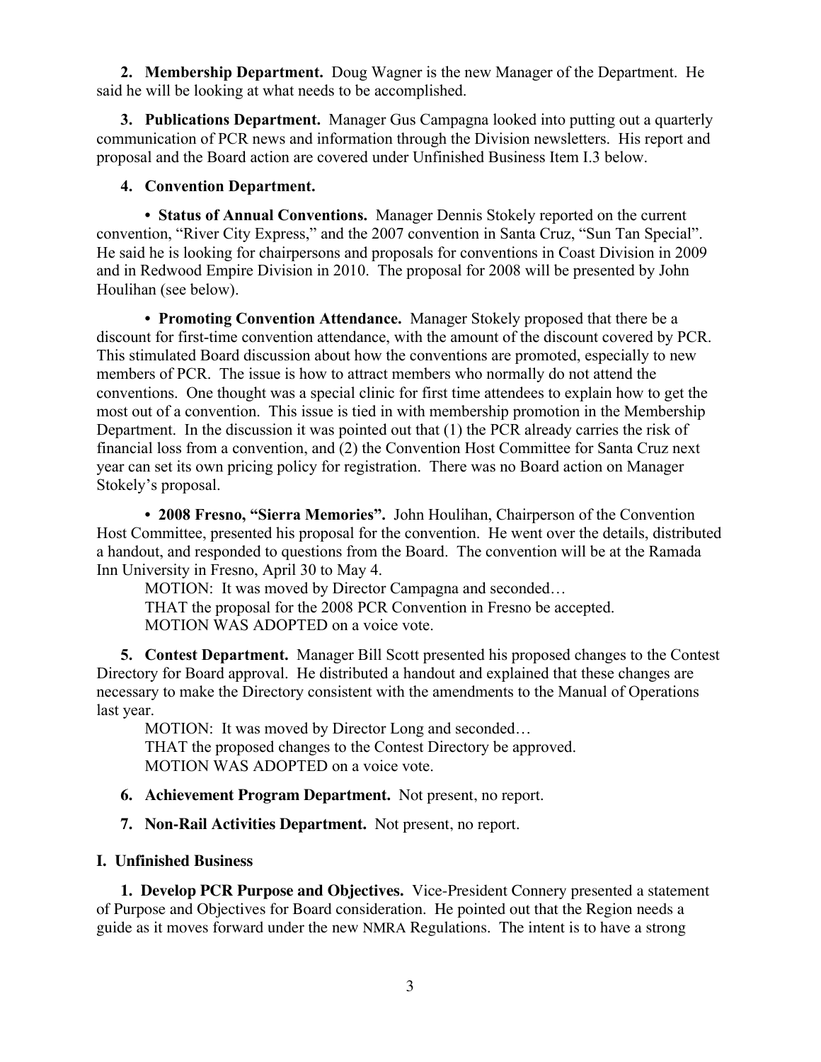**2. Membership Department.** Doug Wagner is the new Manager of the Department. He said he will be looking at what needs to be accomplished.

**3. Publications Department.** Manager Gus Campagna looked into putting out a quarterly communication of PCR news and information through the Division newsletters. His report and proposal and the Board action are covered under Unfinished Business Item I.3 below.

**4. Convention Department.**

**• Status of Annual Conventions.** Manager Dennis Stokely reported on the current convention, "River City Express," and the 2007 convention in Santa Cruz, "Sun Tan Special". He said he is looking for chairpersons and proposals for conventions in Coast Division in 2009 and in Redwood Empire Division in 2010. The proposal for 2008 will be presented by John Houlihan (see below).

**• Promoting Convention Attendance.** Manager Stokely proposed that there be a discount for first-time convention attendance, with the amount of the discount covered by PCR. This stimulated Board discussion about how the conventions are promoted, especially to new members of PCR. The issue is how to attract members who normally do not attend the conventions. One thought was a special clinic for first time attendees to explain how to get the most out of a convention. This issue is tied in with membership promotion in the Membership Department. In the discussion it was pointed out that (1) the PCR already carries the risk of financial loss from a convention, and (2) the Convention Host Committee for Santa Cruz next year can set its own pricing policy for registration. There was no Board action on Manager Stokely's proposal.

**• 2008 Fresno, "Sierra Memories".** John Houlihan, Chairperson of the Convention Host Committee, presented his proposal for the convention. He went over the details, distributed a handout, and responded to questions from the Board. The convention will be at the Ramada Inn University in Fresno, April 30 to May 4.

MOTION: It was moved by Director Campagna and seconded…
THAT the proposal for the 2008 PCR Convention in Fresno be accepted.
MOTION WAS ADOPTED on a voice vote.

**5. Contest Department.** Manager Bill Scott presented his proposed changes to the Contest Directory for Board approval. He distributed a handout and explained that these changes are necessary to make the Directory consistent with the amendments to the Manual of Operations last year.

MOTION: It was moved by Director Long and seconded…
THAT the proposed changes to the Contest Directory be approved.
MOTION WAS ADOPTED on a voice vote.

**6. Achievement Program Department.** Not present, no report.

**7. Non-Rail Activities Department.** Not present, no report.

## I. Unfinished Business

**1. Develop PCR Purpose and Objectives.** Vice-President Connery presented a statement of Purpose and Objectives for Board consideration. He pointed out that the Region needs a guide as it moves forward under the new NMRA Regulations. The intent is to have a strong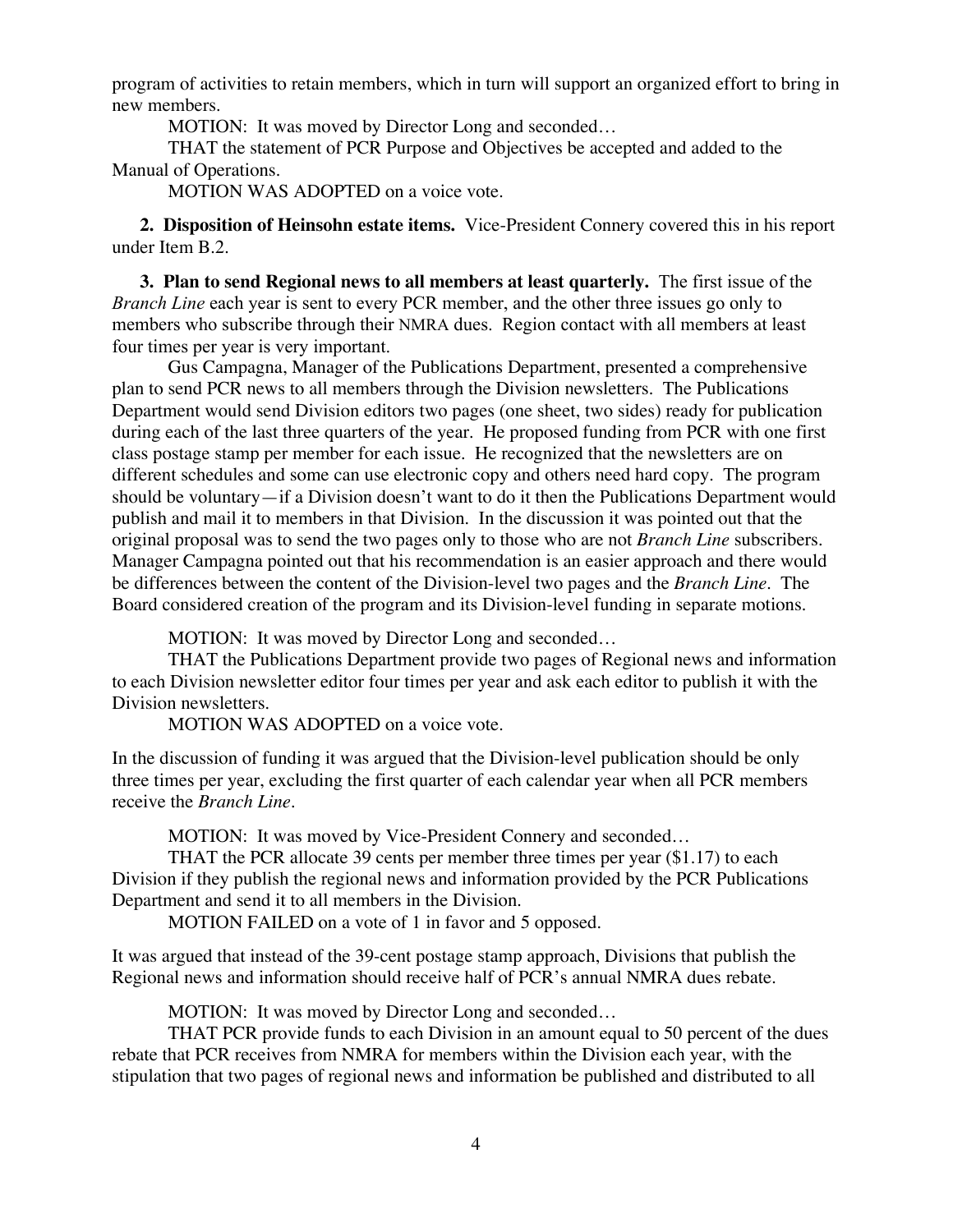program of activities to retain members, which in turn will support an organized effort to bring in new members.

MOTION: It was moved by Director Long and seconded…

THAT the statement of PCR Purpose and Objectives be accepted and added to the Manual of Operations.

MOTION WAS ADOPTED on a voice vote.

**2. Disposition of Heinsohn estate items.** Vice-President Connery covered this in his report under Item B.2.

**3. Plan to send Regional news to all members at least quarterly.** The first issue of the *Branch Line* each year is sent to every PCR member, and the other three issues go only to members who subscribe through their NMRA dues. Region contact with all members at least four times per year is very important.

Gus Campagna, Manager of the Publications Department, presented a comprehensive plan to send PCR news to all members through the Division newsletters. The Publications Department would send Division editors two pages (one sheet, two sides) ready for publication during each of the last three quarters of the year. He proposed funding from PCR with one first class postage stamp per member for each issue. He recognized that the newsletters are on different schedules and some can use electronic copy and others need hard copy. The program should be voluntary—if a Division doesn't want to do it then the Publications Department would publish and mail it to members in that Division. In the discussion it was pointed out that the original proposal was to send the two pages only to those who are not *Branch Line* subscribers. Manager Campagna pointed out that his recommendation is an easier approach and there would be differences between the content of the Division-level two pages and the *Branch Line*. The Board considered creation of the program and its Division-level funding in separate motions.

MOTION: It was moved by Director Long and seconded…

THAT the Publications Department provide two pages of Regional news and information to each Division newsletter editor four times per year and ask each editor to publish it with the Division newsletters.

MOTION WAS ADOPTED on a voice vote.

In the discussion of funding it was argued that the Division-level publication should be only three times per year, excluding the first quarter of each calendar year when all PCR members receive the *Branch Line*.

MOTION: It was moved by Vice-President Connery and seconded…

THAT the PCR allocate 39 cents per member three times per year ($1.17) to each Division if they publish the regional news and information provided by the PCR Publications Department and send it to all members in the Division.

MOTION FAILED on a vote of 1 in favor and 5 opposed.

It was argued that instead of the 39-cent postage stamp approach, Divisions that publish the Regional news and information should receive half of PCR's annual NMRA dues rebate.

MOTION: It was moved by Director Long and seconded…

THAT PCR provide funds to each Division in an amount equal to 50 percent of the dues rebate that PCR receives from NMRA for members within the Division each year, with the stipulation that two pages of regional news and information be published and distributed to all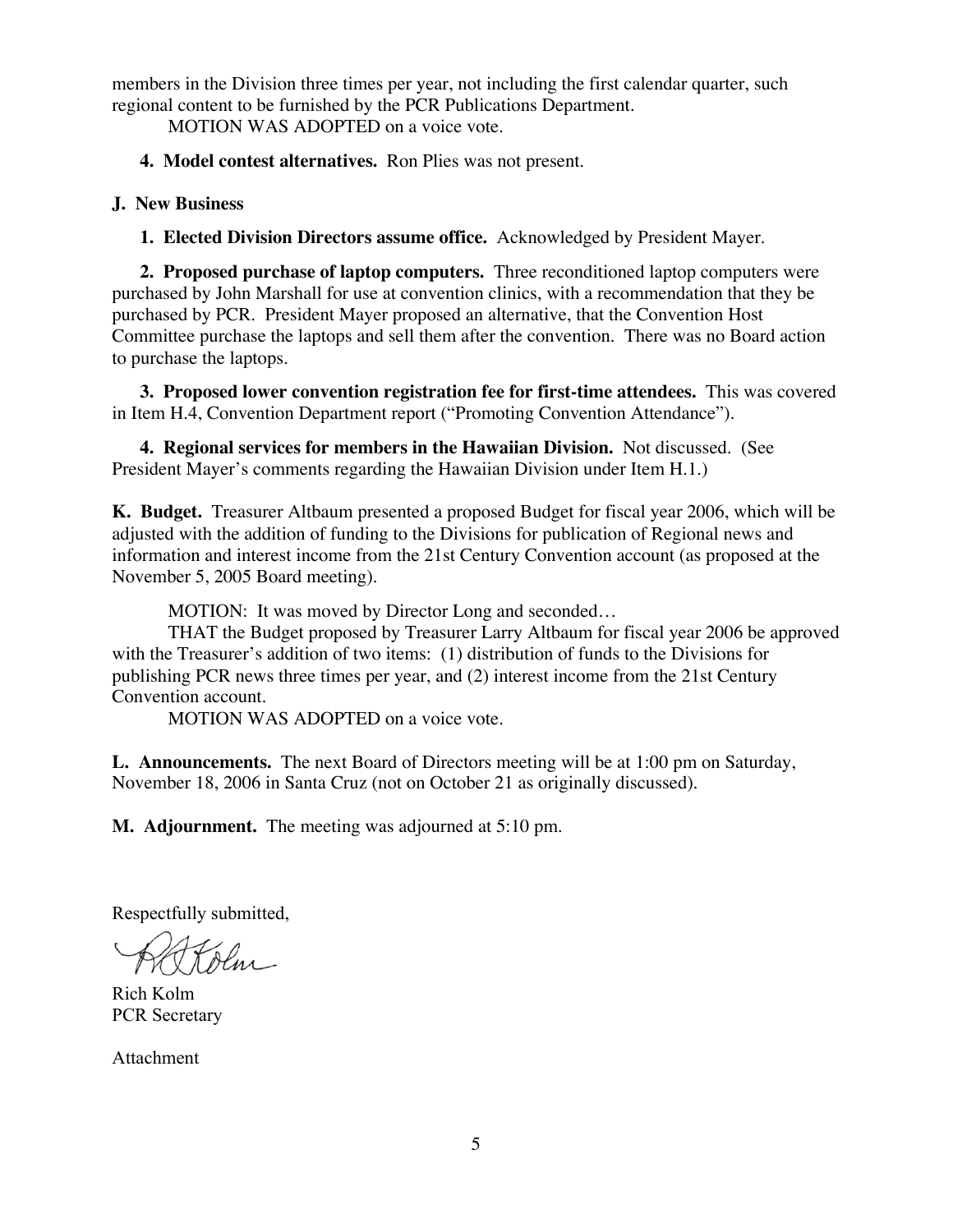members in the Division three times per year, not including the first calendar quarter, such regional content to be furnished by the PCR Publications Department.

MOTION WAS ADOPTED on a voice vote.

**4. Model contest alternatives.** Ron Plies was not present.

**J. New Business**

**1. Elected Division Directors assume office.** Acknowledged by President Mayer.

**2. Proposed purchase of laptop computers.** Three reconditioned laptop computers were purchased by John Marshall for use at convention clinics, with a recommendation that they be purchased by PCR. President Mayer proposed an alternative, that the Convention Host Committee purchase the laptops and sell them after the convention. There was no Board action to purchase the laptops.

**3. Proposed lower convention registration fee for first-time attendees.** This was covered in Item H.4, Convention Department report ("Promoting Convention Attendance").

**4. Regional services for members in the Hawaiian Division.** Not discussed. (See President Mayer's comments regarding the Hawaiian Division under Item H.1.)

**K. Budget.** Treasurer Altbaum presented a proposed Budget for fiscal year 2006, which will be adjusted with the addition of funding to the Divisions for publication of Regional news and information and interest income from the 21st Century Convention account (as proposed at the November 5, 2005 Board meeting).

MOTION: It was moved by Director Long and seconded…

THAT the Budget proposed by Treasurer Larry Altbaum for fiscal year 2006 be approved with the Treasurer's addition of two items: (1) distribution of funds to the Divisions for publishing PCR news three times per year, and (2) interest income from the 21st Century Convention account.

MOTION WAS ADOPTED on a voice vote.

**L. Announcements.** The next Board of Directors meeting will be at 1:00 pm on Saturday, November 18, 2006 in Santa Cruz (not on October 21 as originally discussed).

**M. Adjournment.** The meeting was adjourned at 5:10 pm.

Respectfully submitted,

Rich Kolm
PCR Secretary

Attachment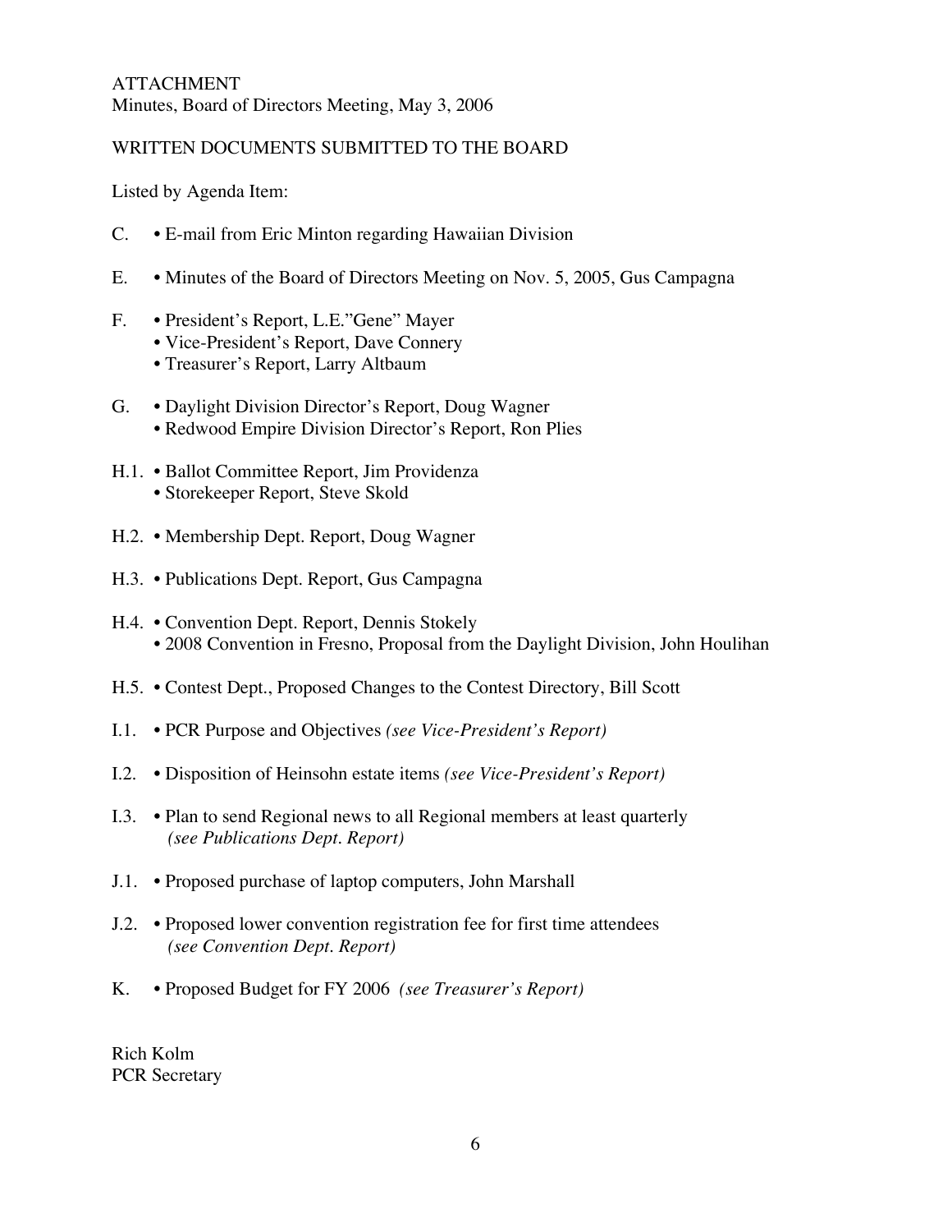ATTACHMENT
Minutes, Board of Directors Meeting, May 3, 2006

WRITTEN DOCUMENTS SUBMITTED TO THE BOARD

Listed by Agenda Item:

C. • E-mail from Eric Minton regarding Hawaiian Division

E. • Minutes of the Board of Directors Meeting on Nov. 5, 2005, Gus Campagna

F. • President's Report, L.E."Gene" Mayer
   • Vice-President's Report, Dave Connery
   • Treasurer's Report, Larry Altbaum

G. • Daylight Division Director's Report, Doug Wagner
   • Redwood Empire Division Director's Report, Ron Plies

H.1. • Ballot Committee Report, Jim Providenza
   • Storekeeper Report, Steve Skold

H.2. • Membership Dept. Report, Doug Wagner

H.3. • Publications Dept. Report, Gus Campagna

H.4. • Convention Dept. Report, Dennis Stokely
   • 2008 Convention in Fresno, Proposal from the Daylight Division, John Houlihan

H.5. • Contest Dept., Proposed Changes to the Contest Directory, Bill Scott

I.1. • PCR Purpose and Objectives *(see Vice-President's Report)*

I.2. • Disposition of Heinsohn estate items *(see Vice-President's Report)*

I.3. • Plan to send Regional news to all Regional members at least quarterly *(see Publications Dept. Report)*

J.1. • Proposed purchase of laptop computers, John Marshall

J.2. • Proposed lower convention registration fee for first time attendees *(see Convention Dept. Report)*

K. • Proposed Budget for FY 2006 *(see Treasurer's Report)*

Rich Kolm
PCR Secretary